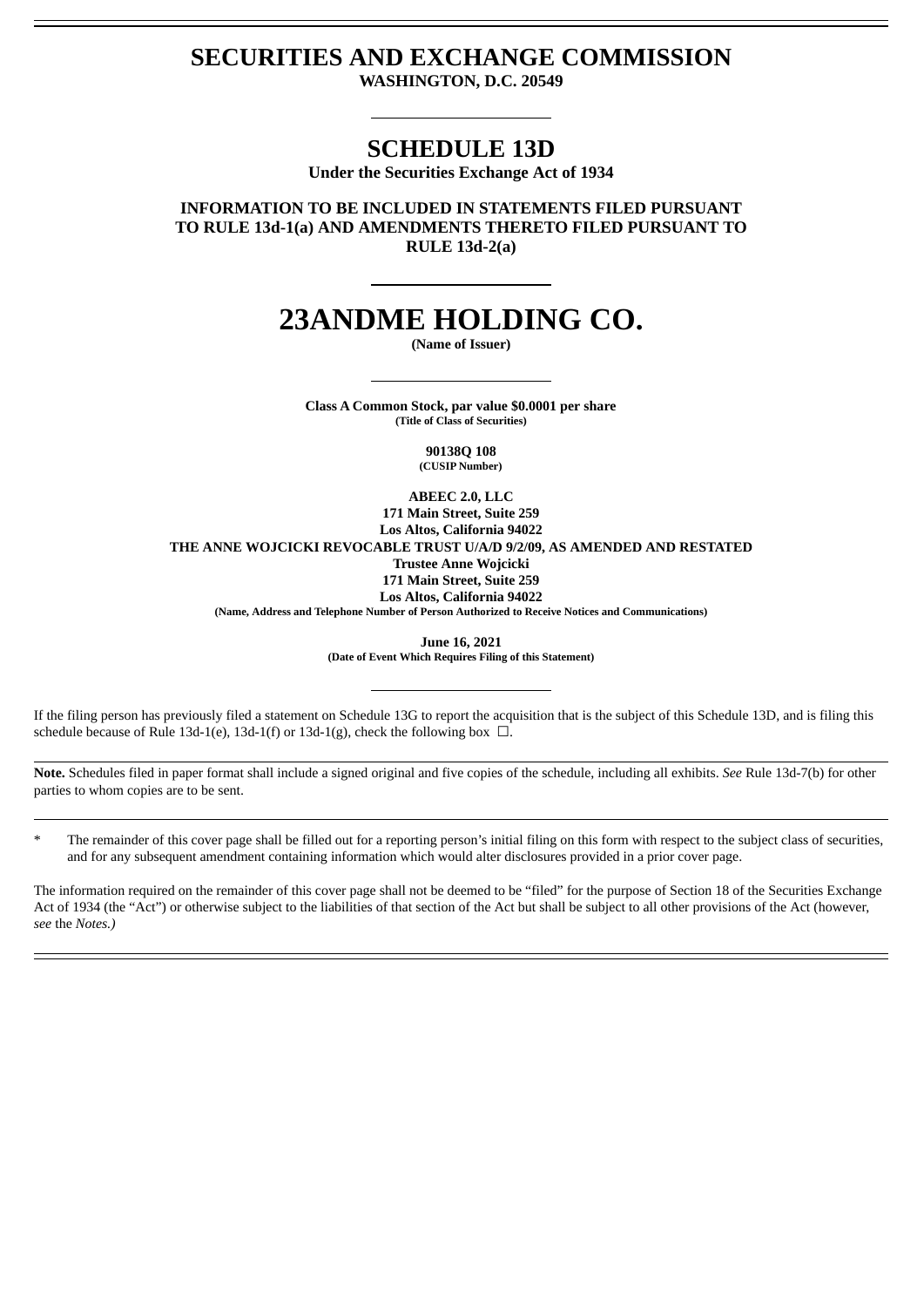# SECURITIES AND EXCHANGE COMMISSION

**WASHINGTON, D.C. 20549**

## SCHEDULE 13D

**Under the Securities Exchange Act of 1934**

**INFORMATION TO BE INCLUDED IN STATEMENTS FILED PURSUANT TO RULE 13d-1(a) AND AMENDMENTS THERETO FILED PURSUANT TO RULE 13d-2(a)**

# 23ANDME HOLDING CO.

**(Name of Issuer)**

**Class A Common Stock, par value $0.0001 per share**
**(Title of Class of Securities)**

**90138Q 108**
**(CUSIP Number)**

**ABEEC 2.0, LLC**
**171 Main Street, Suite 259**
**Los Altos, California 94022**
**THE ANNE WOJCICKI REVOCABLE TRUST U/A/D 9/2/09, AS AMENDED AND RESTATED**
**Trustee Anne Wojcicki**
**171 Main Street, Suite 259**
**Los Altos, California 94022**
**(Name, Address and Telephone Number of Person Authorized to Receive Notices and Communications)**

**June 16, 2021**
**(Date of Event Which Requires Filing of this Statement)**

If the filing person has previously filed a statement on Schedule 13G to report the acquisition that is the subject of this Schedule 13D, and is filing this schedule because of Rule 13d-1(e), 13d-1(f) or 13d-1(g), check the following box ☐.

**Note.** Schedules filed in paper format shall include a signed original and five copies of the schedule, including all exhibits. *See* Rule 13d-7(b) for other parties to whom copies are to be sent.

\* The remainder of this cover page shall be filled out for a reporting person's initial filing on this form with respect to the subject class of securities, and for any subsequent amendment containing information which would alter disclosures provided in a prior cover page.

The information required on the remainder of this cover page shall not be deemed to be "filed" for the purpose of Section 18 of the Securities Exchange Act of 1934 (the "Act") or otherwise subject to the liabilities of that section of the Act but shall be subject to all other provisions of the Act (however, *see* the *Notes.)*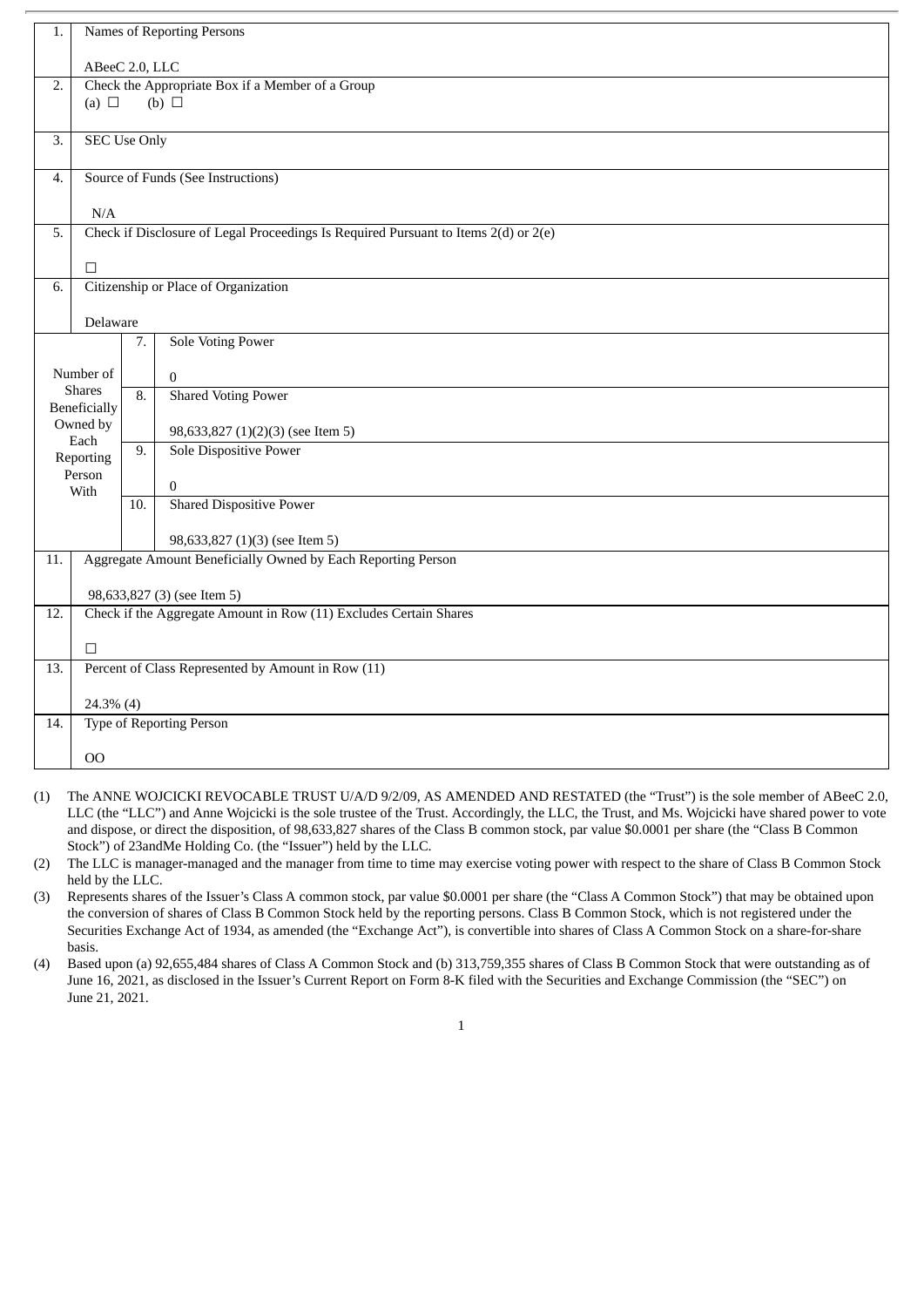| | | | |
|---|---|---|---|
| 1. | Names of Reporting Persons<br><br>ABeeC 2.0, LLC | | |
| 2. | Check the Appropriate Box if a Member of a Group<br>(a) ☐ (b) ☐ | | |
| 3. | SEC Use Only | | |
| 4. | Source of Funds (See Instructions)<br><br>N/A | | |
| 5. | Check if Disclosure of Legal Proceedings Is Required Pursuant to Items 2(d) or 2(e)<br><br>☐ | | |
| 6. | Citizenship or Place of Organization<br><br>Delaware | | |
| Number of Shares Beneficially Owned by Each Reporting Person With | 7. | Sole Voting Power<br><br>0 | |
| | 8. | Shared Voting Power<br><br>98,633,827 (1)(2)(3) (see Item 5) | |
| | 9. | Sole Dispositive Power<br><br>0 | |
| | 10. | Shared Dispositive Power<br><br>98,633,827 (1)(3) (see Item 5) | |
| 11. | Aggregate Amount Beneficially Owned by Each Reporting Person<br><br>98,633,827 (3) (see Item 5) | | |
| 12. | Check if the Aggregate Amount in Row (11) Excludes Certain Shares<br><br>☐ | | |
| 13. | Percent of Class Represented by Amount in Row (11)<br><br>24.3% (4) | | |
| 14. | Type of Reporting Person<br><br>OO | | |

(1) The ANNE WOJCICKI REVOCABLE TRUST U/A/D 9/2/09, AS AMENDED AND RESTATED (the "Trust") is the sole member of ABeeC 2.0, LLC (the "LLC") and Anne Wojcicki is the sole trustee of the Trust. Accordingly, the LLC, the Trust, and Ms. Wojcicki have shared power to vote and dispose, or direct the disposition, of 98,633,827 shares of the Class B common stock, par value $0.0001 per share (the "Class B Common Stock") of 23andMe Holding Co. (the "Issuer") held by the LLC.

(2) The LLC is manager-managed and the manager from time to time may exercise voting power with respect to the share of Class B Common Stock held by the LLC.

(3) Represents shares of the Issuer's Class A common stock, par value $0.0001 per share (the "Class A Common Stock") that may be obtained upon the conversion of shares of Class B Common Stock held by the reporting persons. Class B Common Stock, which is not registered under the Securities Exchange Act of 1934, as amended (the "Exchange Act"), is convertible into shares of Class A Common Stock on a share-for-share basis.

(4) Based upon (a) 92,655,484 shares of Class A Common Stock and (b) 313,759,355 shares of Class B Common Stock that were outstanding as of June 16, 2021, as disclosed in the Issuer's Current Report on Form 8-K filed with the Securities and Exchange Commission (the "SEC") on June 21, 2021.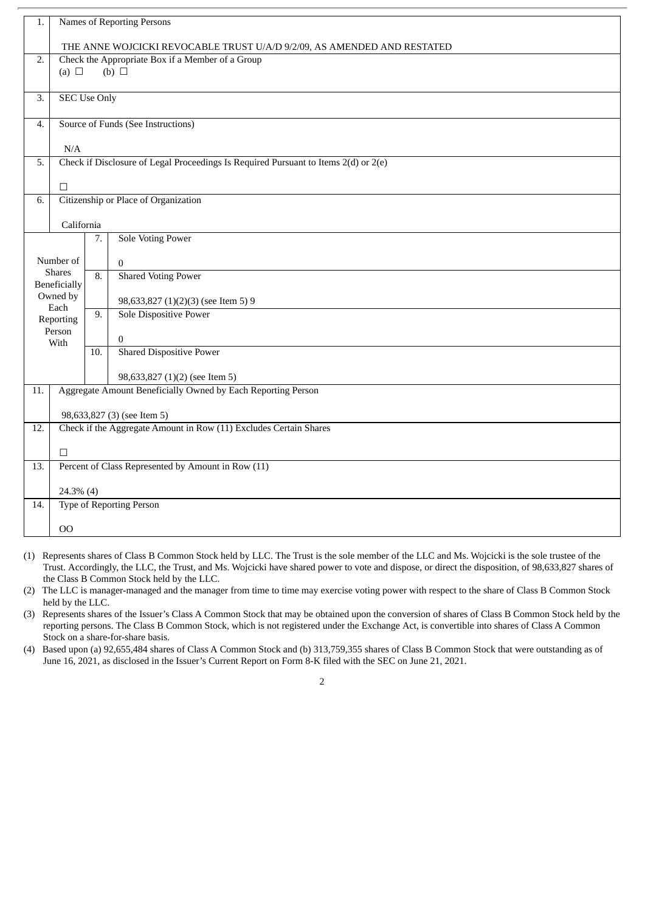| 1. | Names of Reporting Persons<br><br>THE ANNE WOJCICKI REVOCABLE TRUST U/A/D 9/2/09, AS AMENDED AND RESTATED | | |
|---|---|---|---|
| 2. | Check the Appropriate Box if a Member of a Group<br>(a) ☐ (b) ☐ | | |
| 3. | SEC Use Only | | |
| 4. | Source of Funds (See Instructions)<br><br>N/A | | |
| 5. | Check if Disclosure of Legal Proceedings Is Required Pursuant to Items 2(d) or 2(e)<br><br>☐ | | |
| 6. | Citizenship or Place of Organization<br><br>California | | |
| Number of Shares Beneficially Owned by Each Reporting Person With | | 7. | Sole Voting Power<br><br>0 |
| | | 8. | Shared Voting Power<br><br>98,633,827 (1)(2)(3) (see Item 5) 9 |
| | | 9. | Sole Dispositive Power<br><br>0 |
| | | 10. | Shared Dispositive Power<br><br>98,633,827 (1)(2) (see Item 5) |
| 11. | Aggregate Amount Beneficially Owned by Each Reporting Person<br><br>98,633,827 (3) (see Item 5) | | |
| 12. | Check if the Aggregate Amount in Row (11) Excludes Certain Shares<br><br>☐ | | |
| 13. | Percent of Class Represented by Amount in Row (11)<br><br>24.3% (4) | | |
| 14. | Type of Reporting Person<br><br>OO | | |

(1) Represents shares of Class B Common Stock held by LLC. The Trust is the sole member of the LLC and Ms. Wojcicki is the sole trustee of the Trust. Accordingly, the LLC, the Trust, and Ms. Wojcicki have shared power to vote and dispose, or direct the disposition, of 98,633,827 shares of the Class B Common Stock held by the LLC.

(2) The LLC is manager-managed and the manager from time to time may exercise voting power with respect to the share of Class B Common Stock held by the LLC.

(3) Represents shares of the Issuer's Class A Common Stock that may be obtained upon the conversion of shares of Class B Common Stock held by the reporting persons. The Class B Common Stock, which is not registered under the Exchange Act, is convertible into shares of Class A Common Stock on a share-for-share basis.

(4) Based upon (a) 92,655,484 shares of Class A Common Stock and (b) 313,759,355 shares of Class B Common Stock that were outstanding as of June 16, 2021, as disclosed in the Issuer's Current Report on Form 8-K filed with the SEC on June 21, 2021.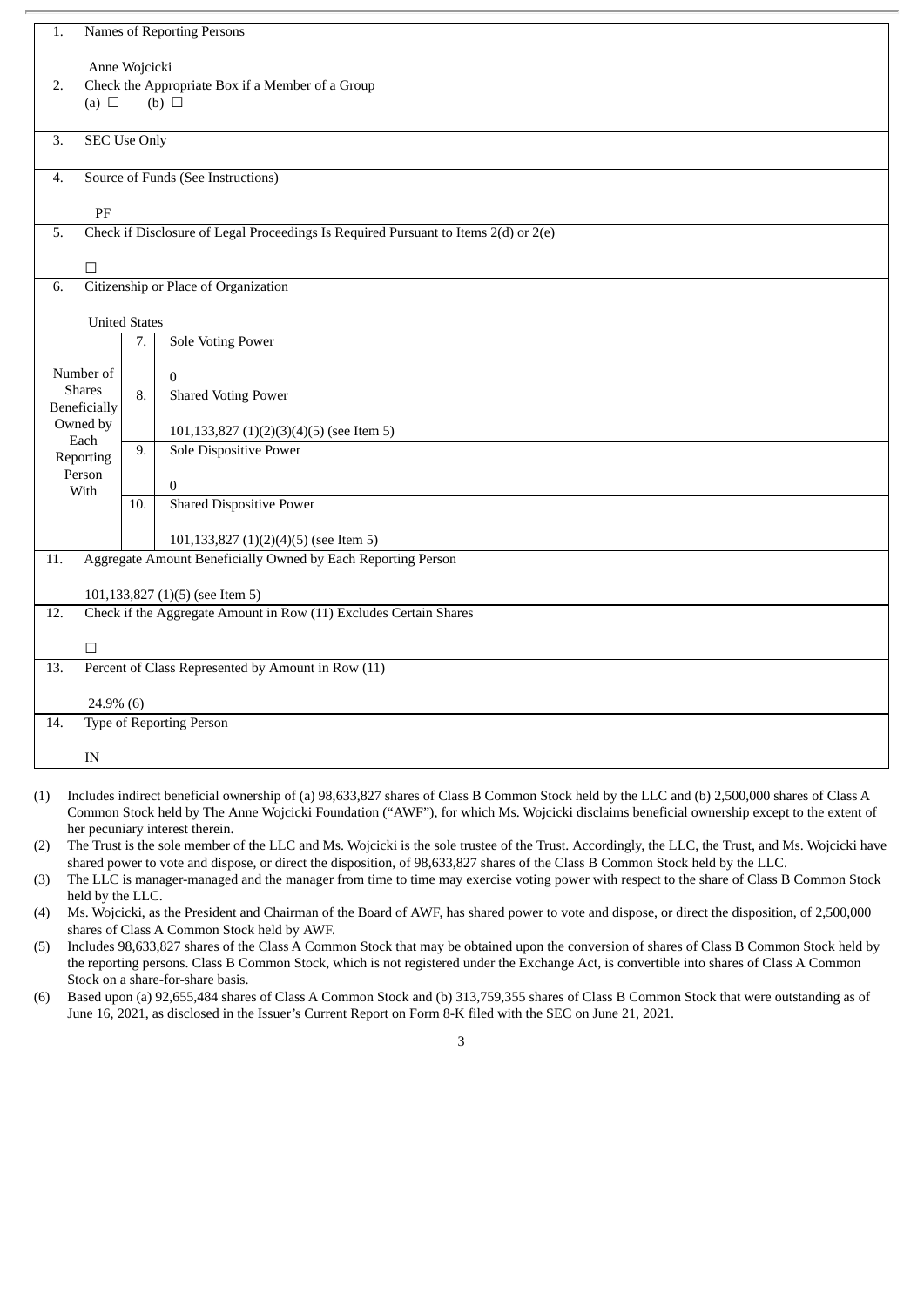| 1. | Names of Reporting Persons<br><br>Anne Wojcicki | | |
|---|---|---|---|
| 2. | Check the Appropriate Box if a Member of a Group<br>(a) ☐ (b) ☐ | | |
| 3. | SEC Use Only | | |
| 4. | Source of Funds (See Instructions)<br><br>PF | | |
| 5. | Check if Disclosure of Legal Proceedings Is Required Pursuant to Items 2(d) or 2(e)<br><br>☐ | | |
| 6. | Citizenship or Place of Organization<br><br>United States | | |
| Number of Shares Beneficially Owned by Each Reporting Person With | 7. | Sole Voting Power<br><br>0 | |
| | 8. | Shared Voting Power<br><br>101,133,827 (1)(2)(3)(4)(5) (see Item 5) | |
| | 9. | Sole Dispositive Power<br><br>0 | |
| | 10. | Shared Dispositive Power<br><br>101,133,827 (1)(2)(4)(5) (see Item 5) | |
| 11. | Aggregate Amount Beneficially Owned by Each Reporting Person<br><br>101,133,827 (1)(5) (see Item 5) | | |
| 12. | Check if the Aggregate Amount in Row (11) Excludes Certain Shares<br><br>☐ | | |
| 13. | Percent of Class Represented by Amount in Row (11)<br><br>24.9% (6) | | |
| 14. | Type of Reporting Person<br><br>IN | | |

(1) Includes indirect beneficial ownership of (a) 98,633,827 shares of Class B Common Stock held by the LLC and (b) 2,500,000 shares of Class A Common Stock held by The Anne Wojcicki Foundation ("AWF"), for which Ms. Wojcicki disclaims beneficial ownership except to the extent of her pecuniary interest therein.

(2) The Trust is the sole member of the LLC and Ms. Wojcicki is the sole trustee of the Trust. Accordingly, the LLC, the Trust, and Ms. Wojcicki have shared power to vote and dispose, or direct the disposition, of 98,633,827 shares of the Class B Common Stock held by the LLC.

(3) The LLC is manager-managed and the manager from time to time may exercise voting power with respect to the share of Class B Common Stock held by the LLC.

(4) Ms. Wojcicki, as the President and Chairman of the Board of AWF, has shared power to vote and dispose, or direct the disposition, of 2,500,000 shares of Class A Common Stock held by AWF.

(5) Includes 98,633,827 shares of the Class A Common Stock that may be obtained upon the conversion of shares of Class B Common Stock held by the reporting persons. Class B Common Stock, which is not registered under the Exchange Act, is convertible into shares of Class A Common Stock on a share-for-share basis.

(6) Based upon (a) 92,655,484 shares of Class A Common Stock and (b) 313,759,355 shares of Class B Common Stock that were outstanding as of June 16, 2021, as disclosed in the Issuer's Current Report on Form 8-K filed with the SEC on June 21, 2021.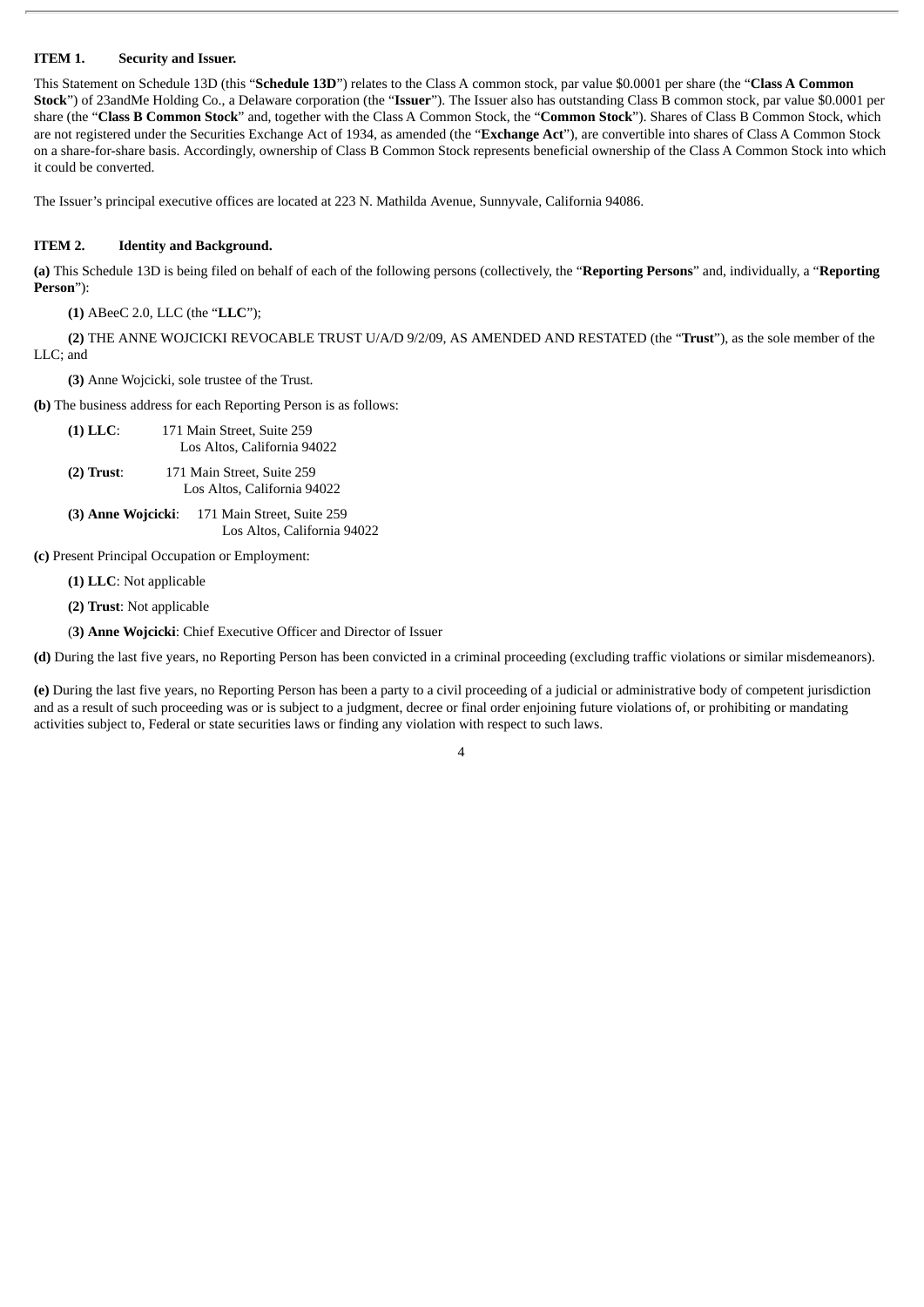**ITEM 1. Security and Issuer.**

This Statement on Schedule 13D (this "**Schedule 13D**") relates to the Class A common stock, par value $0.0001 per share (the "**Class A Common Stock**") of 23andMe Holding Co., a Delaware corporation (the "**Issuer**"). The Issuer also has outstanding Class B common stock, par value $0.0001 per share (the "**Class B Common Stock**" and, together with the Class A Common Stock, the "**Common Stock**"). Shares of Class B Common Stock, which are not registered under the Securities Exchange Act of 1934, as amended (the "**Exchange Act**"), are convertible into shares of Class A Common Stock on a share-for-share basis. Accordingly, ownership of Class B Common Stock represents beneficial ownership of the Class A Common Stock into which it could be converted.

The Issuer's principal executive offices are located at 223 N. Mathilda Avenue, Sunnyvale, California 94086.

**ITEM 2. Identity and Background.**

**(a)** This Schedule 13D is being filed on behalf of each of the following persons (collectively, the "**Reporting Persons**" and, individually, a "**Reporting Person**"):

**(1)** ABeeC 2.0, LLC (the "**LLC**");

**(2)** THE ANNE WOJCICKI REVOCABLE TRUST U/A/D 9/2/09, AS AMENDED AND RESTATED (the "**Trust**"), as the sole member of the LLC; and

**(3)** Anne Wojcicki, sole trustee of the Trust.

**(b)** The business address for each Reporting Person is as follows:

**(1) LLC**: 171 Main Street, Suite 259
Los Altos, California 94022

**(2) Trust**: 171 Main Street, Suite 259
Los Altos, California 94022

**(3) Anne Wojcicki**: 171 Main Street, Suite 259
Los Altos, California 94022

**(c)** Present Principal Occupation or Employment:

**(1) LLC**: Not applicable

**(2) Trust**: Not applicable

(**3) Anne Wojcicki**: Chief Executive Officer and Director of Issuer

**(d)** During the last five years, no Reporting Person has been convicted in a criminal proceeding (excluding traffic violations or similar misdemeanors).

**(e)** During the last five years, no Reporting Person has been a party to a civil proceeding of a judicial or administrative body of competent jurisdiction and as a result of such proceeding was or is subject to a judgment, decree or final order enjoining future violations of, or prohibiting or mandating activities subject to, Federal or state securities laws or finding any violation with respect to such laws.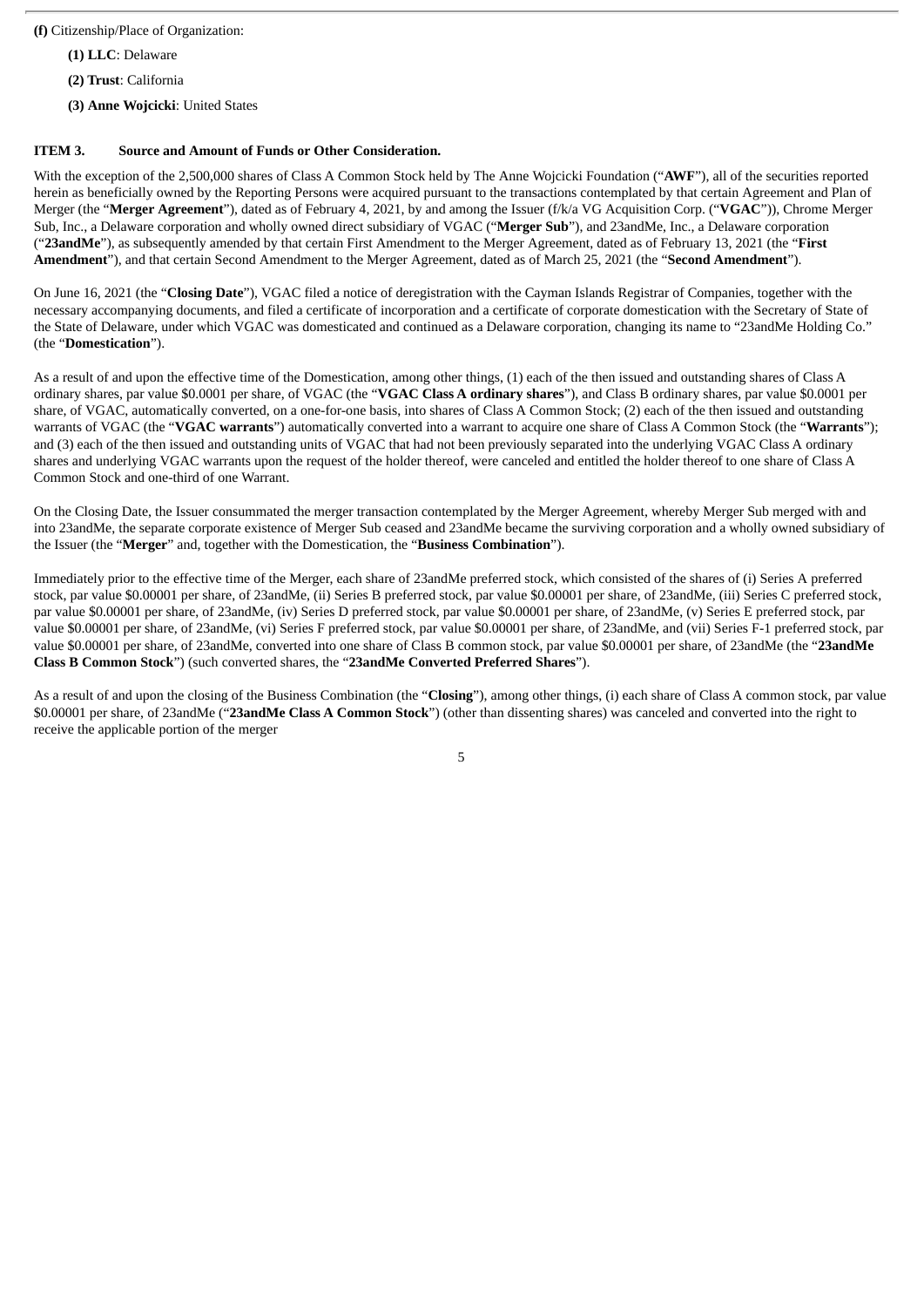**(f)** Citizenship/Place of Organization:

**(1) LLC**: Delaware

**(2) Trust**: California

**(3) Anne Wojcicki**: United States

## ITEM 3. Source and Amount of Funds or Other Consideration.

With the exception of the 2,500,000 shares of Class A Common Stock held by The Anne Wojcicki Foundation ("**AWF**"), all of the securities reported herein as beneficially owned by the Reporting Persons were acquired pursuant to the transactions contemplated by that certain Agreement and Plan of Merger (the "**Merger Agreement**"), dated as of February 4, 2021, by and among the Issuer (f/k/a VG Acquisition Corp. ("**VGAC**")), Chrome Merger Sub, Inc., a Delaware corporation and wholly owned direct subsidiary of VGAC ("**Merger Sub**"), and 23andMe, Inc., a Delaware corporation ("**23andMe**"), as subsequently amended by that certain First Amendment to the Merger Agreement, dated as of February 13, 2021 (the "**First Amendment**"), and that certain Second Amendment to the Merger Agreement, dated as of March 25, 2021 (the "**Second Amendment**").

On June 16, 2021 (the "**Closing Date**"), VGAC filed a notice of deregistration with the Cayman Islands Registrar of Companies, together with the necessary accompanying documents, and filed a certificate of incorporation and a certificate of corporate domestication with the Secretary of State of the State of Delaware, under which VGAC was domesticated and continued as a Delaware corporation, changing its name to "23andMe Holding Co." (the "**Domestication**").

As a result of and upon the effective time of the Domestication, among other things, (1) each of the then issued and outstanding shares of Class A ordinary shares, par value $0.0001 per share, of VGAC (the "**VGAC Class A ordinary shares**"), and Class B ordinary shares, par value $0.0001 per share, of VGAC, automatically converted, on a one-for-one basis, into shares of Class A Common Stock; (2) each of the then issued and outstanding warrants of VGAC (the "**VGAC warrants**") automatically converted into a warrant to acquire one share of Class A Common Stock (the "**Warrants**"); and (3) each of the then issued and outstanding units of VGAC that had not been previously separated into the underlying VGAC Class A ordinary shares and underlying VGAC warrants upon the request of the holder thereof, were canceled and entitled the holder thereof to one share of Class A Common Stock and one-third of one Warrant.

On the Closing Date, the Issuer consummated the merger transaction contemplated by the Merger Agreement, whereby Merger Sub merged with and into 23andMe, the separate corporate existence of Merger Sub ceased and 23andMe became the surviving corporation and a wholly owned subsidiary of the Issuer (the "**Merger**" and, together with the Domestication, the "**Business Combination**").

Immediately prior to the effective time of the Merger, each share of 23andMe preferred stock, which consisted of the shares of (i) Series A preferred stock, par value $0.00001 per share, of 23andMe, (ii) Series B preferred stock, par value $0.00001 per share, of 23andMe, (iii) Series C preferred stock, par value $0.00001 per share, of 23andMe, (iv) Series D preferred stock, par value $0.00001 per share, of 23andMe, (v) Series E preferred stock, par value $0.00001 per share, of 23andMe, (vi) Series F preferred stock, par value $0.00001 per share, of 23andMe, and (vii) Series F-1 preferred stock, par value $0.00001 per share, of 23andMe, converted into one share of Class B common stock, par value $0.00001 per share, of 23andMe (the "**23andMe Class B Common Stock**") (such converted shares, the "**23andMe Converted Preferred Shares**").

As a result of and upon the closing of the Business Combination (the "**Closing**"), among other things, (i) each share of Class A common stock, par value $0.00001 per share, of 23andMe ("**23andMe Class A Common Stock**") (other than dissenting shares) was canceled and converted into the right to receive the applicable portion of the merger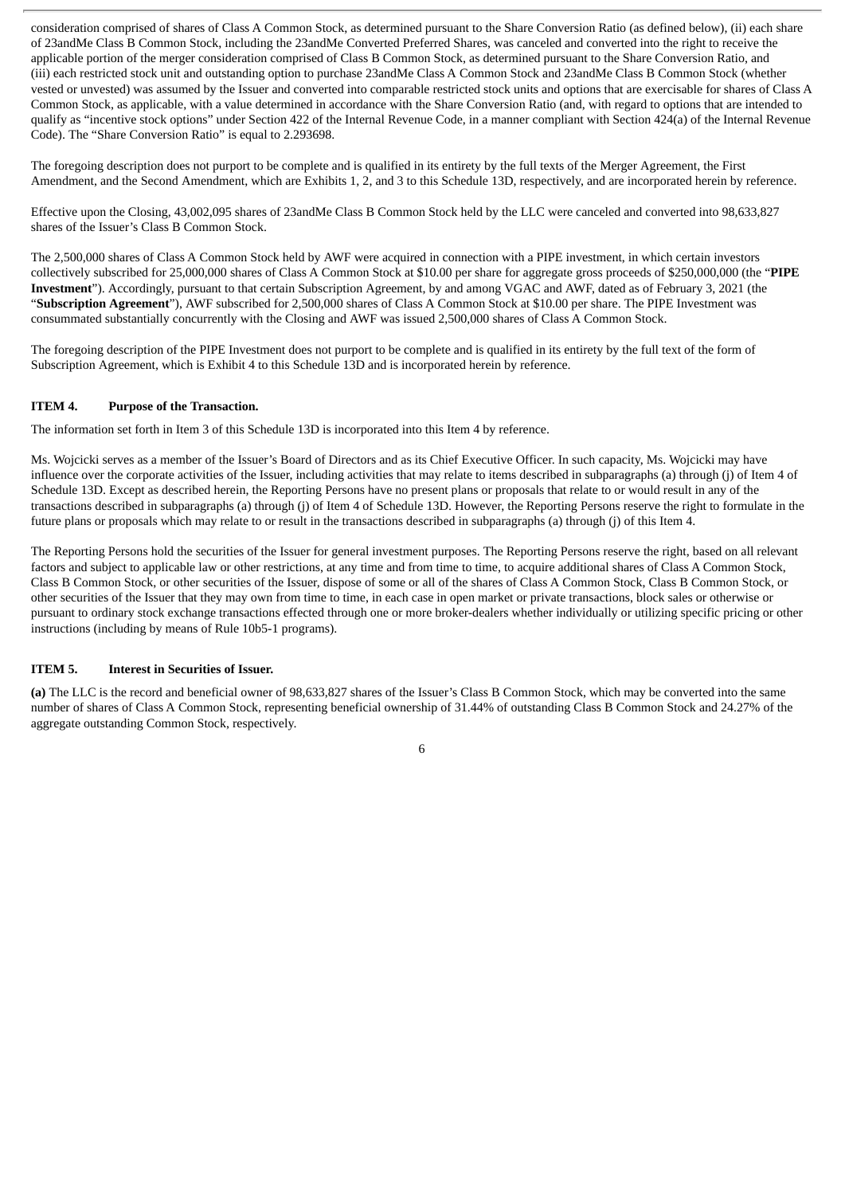consideration comprised of shares of Class A Common Stock, as determined pursuant to the Share Conversion Ratio (as defined below), (ii) each share of 23andMe Class B Common Stock, including the 23andMe Converted Preferred Shares, was canceled and converted into the right to receive the applicable portion of the merger consideration comprised of Class B Common Stock, as determined pursuant to the Share Conversion Ratio, and (iii) each restricted stock unit and outstanding option to purchase 23andMe Class A Common Stock and 23andMe Class B Common Stock (whether vested or unvested) was assumed by the Issuer and converted into comparable restricted stock units and options that are exercisable for shares of Class A Common Stock, as applicable, with a value determined in accordance with the Share Conversion Ratio (and, with regard to options that are intended to qualify as "incentive stock options" under Section 422 of the Internal Revenue Code, in a manner compliant with Section 424(a) of the Internal Revenue Code). The "Share Conversion Ratio" is equal to 2.293698.

The foregoing description does not purport to be complete and is qualified in its entirety by the full texts of the Merger Agreement, the First Amendment, and the Second Amendment, which are Exhibits 1, 2, and 3 to this Schedule 13D, respectively, and are incorporated herein by reference.

Effective upon the Closing, 43,002,095 shares of 23andMe Class B Common Stock held by the LLC were canceled and converted into 98,633,827 shares of the Issuer's Class B Common Stock.

The 2,500,000 shares of Class A Common Stock held by AWF were acquired in connection with a PIPE investment, in which certain investors collectively subscribed for 25,000,000 shares of Class A Common Stock at $10.00 per share for aggregate gross proceeds of $250,000,000 (the "**PIPE Investment**"). Accordingly, pursuant to that certain Subscription Agreement, by and among VGAC and AWF, dated as of February 3, 2021 (the "**Subscription Agreement**"), AWF subscribed for 2,500,000 shares of Class A Common Stock at $10.00 per share. The PIPE Investment was consummated substantially concurrently with the Closing and AWF was issued 2,500,000 shares of Class A Common Stock.

The foregoing description of the PIPE Investment does not purport to be complete and is qualified in its entirety by the full text of the form of Subscription Agreement, which is Exhibit 4 to this Schedule 13D and is incorporated herein by reference.

### ITEM 4. Purpose of the Transaction.

The information set forth in Item 3 of this Schedule 13D is incorporated into this Item 4 by reference.

Ms. Wojcicki serves as a member of the Issuer's Board of Directors and as its Chief Executive Officer. In such capacity, Ms. Wojcicki may have influence over the corporate activities of the Issuer, including activities that may relate to items described in subparagraphs (a) through (j) of Item 4 of Schedule 13D. Except as described herein, the Reporting Persons have no present plans or proposals that relate to or would result in any of the transactions described in subparagraphs (a) through (j) of Item 4 of Schedule 13D. However, the Reporting Persons reserve the right to formulate in the future plans or proposals which may relate to or result in the transactions described in subparagraphs (a) through (j) of this Item 4.

The Reporting Persons hold the securities of the Issuer for general investment purposes. The Reporting Persons reserve the right, based on all relevant factors and subject to applicable law or other restrictions, at any time and from time to time, to acquire additional shares of Class A Common Stock, Class B Common Stock, or other securities of the Issuer, dispose of some or all of the shares of Class A Common Stock, Class B Common Stock, or other securities of the Issuer that they may own from time to time, in each case in open market or private transactions, block sales or otherwise or pursuant to ordinary stock exchange transactions effected through one or more broker-dealers whether individually or utilizing specific pricing or other instructions (including by means of Rule 10b5-1 programs).

### ITEM 5. Interest in Securities of Issuer.

**(a)** The LLC is the record and beneficial owner of 98,633,827 shares of the Issuer's Class B Common Stock, which may be converted into the same number of shares of Class A Common Stock, representing beneficial ownership of 31.44% of outstanding Class B Common Stock and 24.27% of the aggregate outstanding Common Stock, respectively.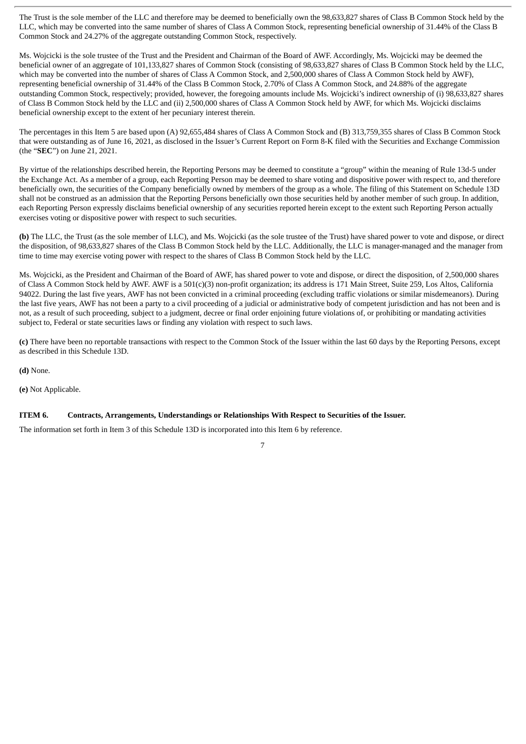The Trust is the sole member of the LLC and therefore may be deemed to beneficially own the 98,633,827 shares of Class B Common Stock held by the LLC, which may be converted into the same number of shares of Class A Common Stock, representing beneficial ownership of 31.44% of the Class B Common Stock and 24.27% of the aggregate outstanding Common Stock, respectively.

Ms. Wojcicki is the sole trustee of the Trust and the President and Chairman of the Board of AWF. Accordingly, Ms. Wojcicki may be deemed the beneficial owner of an aggregate of 101,133,827 shares of Common Stock (consisting of 98,633,827 shares of Class B Common Stock held by the LLC, which may be converted into the number of shares of Class A Common Stock, and 2,500,000 shares of Class A Common Stock held by AWF), representing beneficial ownership of 31.44% of the Class B Common Stock, 2.70% of Class A Common Stock, and 24.88% of the aggregate outstanding Common Stock, respectively; provided, however, the foregoing amounts include Ms. Wojcicki's indirect ownership of (i) 98,633,827 shares of Class B Common Stock held by the LLC and (ii) 2,500,000 shares of Class A Common Stock held by AWF, for which Ms. Wojcicki disclaims beneficial ownership except to the extent of her pecuniary interest therein.

The percentages in this Item 5 are based upon (A) 92,655,484 shares of Class A Common Stock and (B) 313,759,355 shares of Class B Common Stock that were outstanding as of June 16, 2021, as disclosed in the Issuer's Current Report on Form 8-K filed with the Securities and Exchange Commission (the "**SEC**") on June 21, 2021.

By virtue of the relationships described herein, the Reporting Persons may be deemed to constitute a "group" within the meaning of Rule 13d-5 under the Exchange Act. As a member of a group, each Reporting Person may be deemed to share voting and dispositive power with respect to, and therefore beneficially own, the securities of the Company beneficially owned by members of the group as a whole. The filing of this Statement on Schedule 13D shall not be construed as an admission that the Reporting Persons beneficially own those securities held by another member of such group. In addition, each Reporting Person expressly disclaims beneficial ownership of any securities reported herein except to the extent such Reporting Person actually exercises voting or dispositive power with respect to such securities.

**(b)** The LLC, the Trust (as the sole member of LLC), and Ms. Wojcicki (as the sole trustee of the Trust) have shared power to vote and dispose, or direct the disposition, of 98,633,827 shares of the Class B Common Stock held by the LLC. Additionally, the LLC is manager-managed and the manager from time to time may exercise voting power with respect to the shares of Class B Common Stock held by the LLC.

Ms. Wojcicki, as the President and Chairman of the Board of AWF, has shared power to vote and dispose, or direct the disposition, of 2,500,000 shares of Class A Common Stock held by AWF. AWF is a 501(c)(3) non-profit organization; its address is 171 Main Street, Suite 259, Los Altos, California 94022. During the last five years, AWF has not been convicted in a criminal proceeding (excluding traffic violations or similar misdemeanors). During the last five years, AWF has not been a party to a civil proceeding of a judicial or administrative body of competent jurisdiction and has not been and is not, as a result of such proceeding, subject to a judgment, decree or final order enjoining future violations of, or prohibiting or mandating activities subject to, Federal or state securities laws or finding any violation with respect to such laws.

**(c)** There have been no reportable transactions with respect to the Common Stock of the Issuer within the last 60 days by the Reporting Persons, except as described in this Schedule 13D.

**(d)** None.

**(e)** Not Applicable.

### ITEM 6. Contracts, Arrangements, Understandings or Relationships With Respect to Securities of the Issuer.

The information set forth in Item 3 of this Schedule 13D is incorporated into this Item 6 by reference.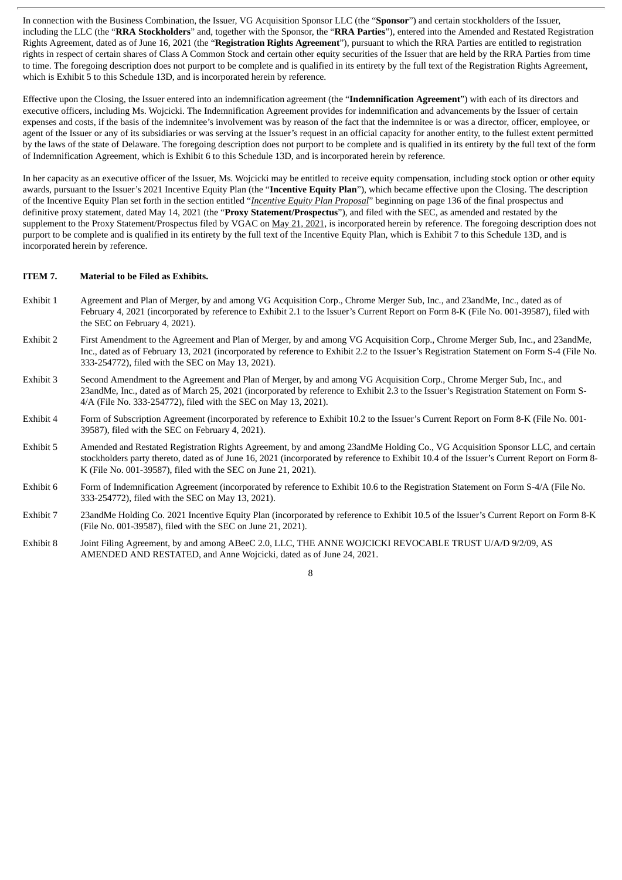In connection with the Business Combination, the Issuer, VG Acquisition Sponsor LLC (the "**Sponsor**") and certain stockholders of the Issuer, including the LLC (the "**RRA Stockholders**" and, together with the Sponsor, the "**RRA Parties**"), entered into the Amended and Restated Registration Rights Agreement, dated as of June 16, 2021 (the "**Registration Rights Agreement**"), pursuant to which the RRA Parties are entitled to registration rights in respect of certain shares of Class A Common Stock and certain other equity securities of the Issuer that are held by the RRA Parties from time to time. The foregoing description does not purport to be complete and is qualified in its entirety by the full text of the Registration Rights Agreement, which is Exhibit 5 to this Schedule 13D, and is incorporated herein by reference.

Effective upon the Closing, the Issuer entered into an indemnification agreement (the "**Indemnification Agreement**") with each of its directors and executive officers, including Ms. Wojcicki. The Indemnification Agreement provides for indemnification and advancements by the Issuer of certain expenses and costs, if the basis of the indemnitee's involvement was by reason of the fact that the indemnitee is or was a director, officer, employee, or agent of the Issuer or any of its subsidiaries or was serving at the Issuer's request in an official capacity for another entity, to the fullest extent permitted by the laws of the state of Delaware. The foregoing description does not purport to be complete and is qualified in its entirety by the full text of the form of Indemnification Agreement, which is Exhibit 6 to this Schedule 13D, and is incorporated herein by reference.

In her capacity as an executive officer of the Issuer, Ms. Wojcicki may be entitled to receive equity compensation, including stock option or other equity awards, pursuant to the Issuer's 2021 Incentive Equity Plan (the "**Incentive Equity Plan**"), which became effective upon the Closing. The description of the Incentive Equity Plan set forth in the section entitled "*Incentive Equity Plan Proposal*" beginning on page 136 of the final prospectus and definitive proxy statement, dated May 14, 2021 (the "**Proxy Statement/Prospectus**"), and filed with the SEC, as amended and restated by the supplement to the Proxy Statement/Prospectus filed by VGAC on May 21, 2021, is incorporated herein by reference. The foregoing description does not purport to be complete and is qualified in its entirety by the full text of the Incentive Equity Plan, which is Exhibit 7 to this Schedule 13D, and is incorporated herein by reference.

**ITEM 7. Material to be Filed as Exhibits.**

Exhibit 1 Agreement and Plan of Merger, by and among VG Acquisition Corp., Chrome Merger Sub, Inc., and 23andMe, Inc., dated as of February 4, 2021 (incorporated by reference to Exhibit 2.1 to the Issuer's Current Report on Form 8-K (File No. 001-39587), filed with the SEC on February 4, 2021).

Exhibit 2 First Amendment to the Agreement and Plan of Merger, by and among VG Acquisition Corp., Chrome Merger Sub, Inc., and 23andMe, Inc., dated as of February 13, 2021 (incorporated by reference to Exhibit 2.2 to the Issuer's Registration Statement on Form S-4 (File No. 333-254772), filed with the SEC on May 13, 2021).

Exhibit 3 Second Amendment to the Agreement and Plan of Merger, by and among VG Acquisition Corp., Chrome Merger Sub, Inc., and 23andMe, Inc., dated as of March 25, 2021 (incorporated by reference to Exhibit 2.3 to the Issuer's Registration Statement on Form S-4/A (File No. 333-254772), filed with the SEC on May 13, 2021).

Exhibit 4 Form of Subscription Agreement (incorporated by reference to Exhibit 10.2 to the Issuer's Current Report on Form 8-K (File No. 001-39587), filed with the SEC on February 4, 2021).

Exhibit 5 Amended and Restated Registration Rights Agreement, by and among 23andMe Holding Co., VG Acquisition Sponsor LLC, and certain stockholders party thereto, dated as of June 16, 2021 (incorporated by reference to Exhibit 10.4 of the Issuer's Current Report on Form 8-K (File No. 001-39587), filed with the SEC on June 21, 2021).

Exhibit 6 Form of Indemnification Agreement (incorporated by reference to Exhibit 10.6 to the Registration Statement on Form S-4/A (File No. 333-254772), filed with the SEC on May 13, 2021).

Exhibit 7 23andMe Holding Co. 2021 Incentive Equity Plan (incorporated by reference to Exhibit 10.5 of the Issuer's Current Report on Form 8-K (File No. 001-39587), filed with the SEC on June 21, 2021).

Exhibit 8 Joint Filing Agreement, by and among ABeeC 2.0, LLC, THE ANNE WOJCICKI REVOCABLE TRUST U/A/D 9/2/09, AS AMENDED AND RESTATED, and Anne Wojcicki, dated as of June 24, 2021.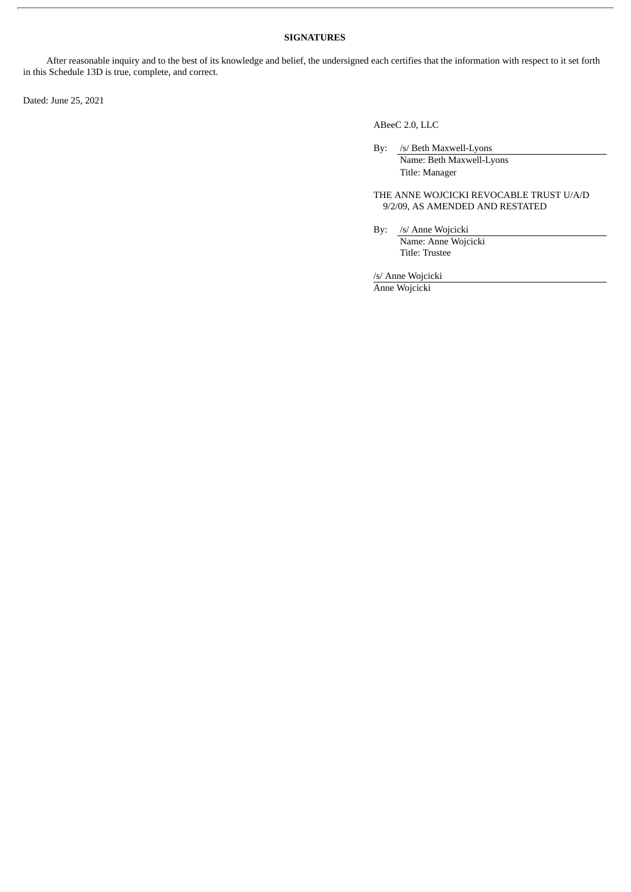**SIGNATURES**

After reasonable inquiry and to the best of its knowledge and belief, the undersigned each certifies that the information with respect to it set forth in this Schedule 13D is true, complete, and correct.

Dated: June 25, 2021

ABeeC 2.0, LLC

By: /s/ Beth Maxwell-Lyons
Name: Beth Maxwell-Lyons
Title: Manager

THE ANNE WOJCICKI REVOCABLE TRUST U/A/D 9/2/09, AS AMENDED AND RESTATED

By: /s/ Anne Wojcicki
Name: Anne Wojcicki
Title: Trustee

/s/ Anne Wojcicki
Anne Wojcicki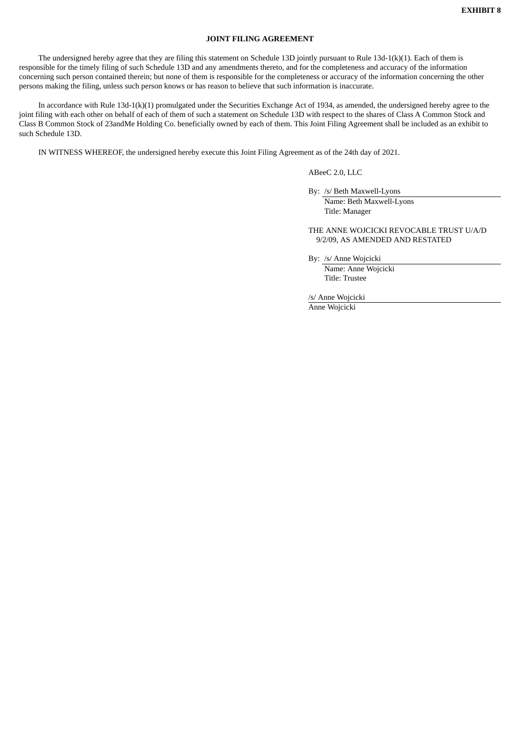**EXHIBIT 8**

**JOINT FILING AGREEMENT**

The undersigned hereby agree that they are filing this statement on Schedule 13D jointly pursuant to Rule 13d-1(k)(1). Each of them is responsible for the timely filing of such Schedule 13D and any amendments thereto, and for the completeness and accuracy of the information concerning such person contained therein; but none of them is responsible for the completeness or accuracy of the information concerning the other persons making the filing, unless such person knows or has reason to believe that such information is inaccurate.

In accordance with Rule 13d-1(k)(1) promulgated under the Securities Exchange Act of 1934, as amended, the undersigned hereby agree to the joint filing with each other on behalf of each of them of such a statement on Schedule 13D with respect to the shares of Class A Common Stock and Class B Common Stock of 23andMe Holding Co. beneficially owned by each of them. This Joint Filing Agreement shall be included as an exhibit to such Schedule 13D.

IN WITNESS WHEREOF, the undersigned hereby execute this Joint Filing Agreement as of the 24th day of 2021.

ABeeC 2.0, LLC

By: /s/ Beth Maxwell-Lyons
Name: Beth Maxwell-Lyons
Title: Manager

THE ANNE WOJCICKI REVOCABLE TRUST U/A/D 9/2/09, AS AMENDED AND RESTATED

By: /s/ Anne Wojcicki
Name: Anne Wojcicki
Title: Trustee

/s/ Anne Wojcicki
Anne Wojcicki